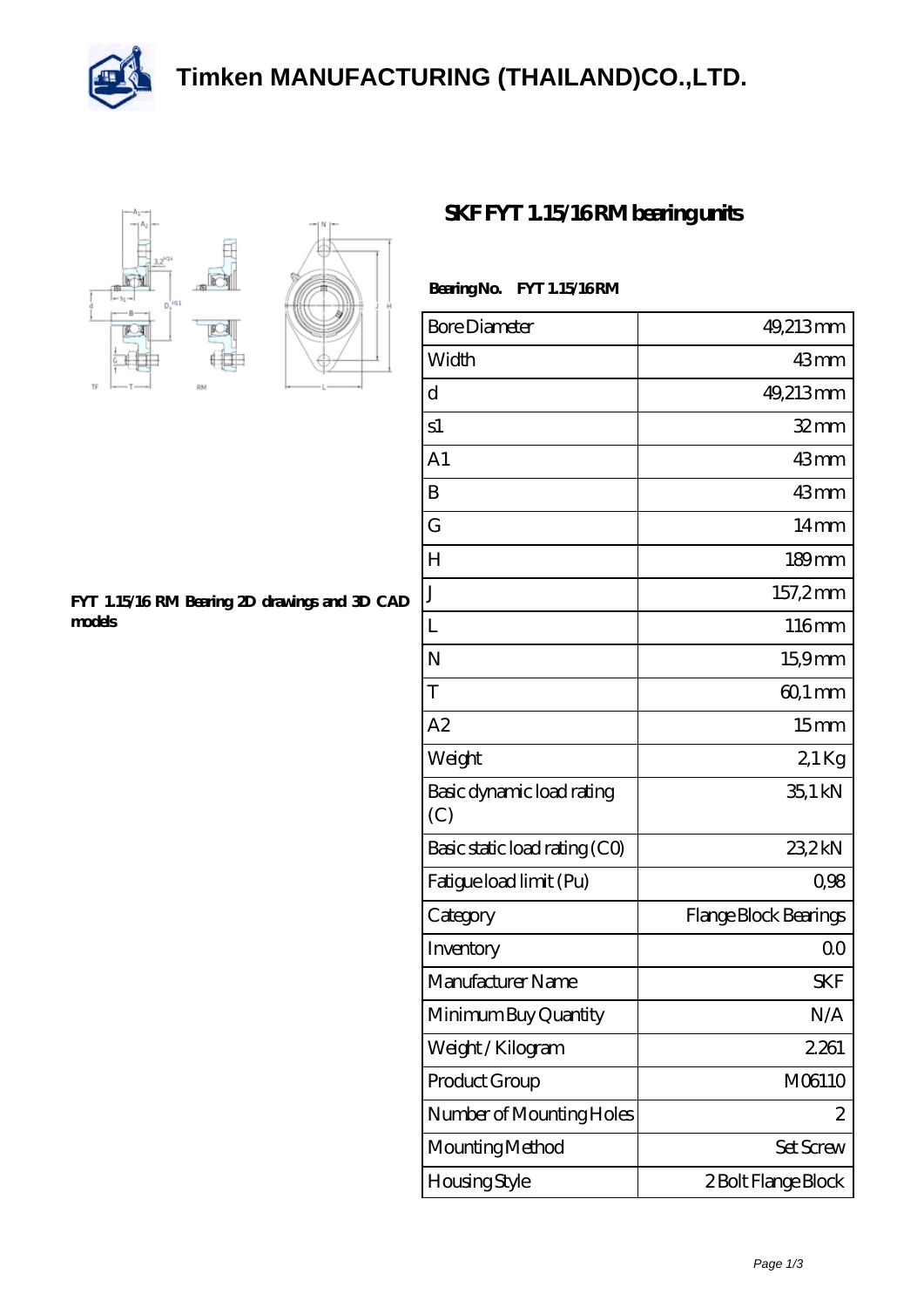# Timken MANUFACTURING (THAILAND)CO.,LTD.

## SKF FYT 1.15/16 RM bearing units

**FYT 1.15/16 RM Bearing 2D drawings and 3D CAD models**

**Bearing No.** **FYT 1.15/16 RM**

| Bore Diameter | 49,213 mm |
| --- | --- |
| Width | 43 mm |
| d | 49,213 mm |
| s1 | 32 mm |
| A1 | 43 mm |
| B | 43 mm |
| G | 14 mm |
| H | 189 mm |
| J | 157,2 mm |
| L | 116 mm |
| N | 15,9 mm |
| T | 60,1 mm |
| A2 | 15 mm |
| Weight | 2,1 Kg |
| Basic dynamic load rating (C) | 35,1 kN |
| Basic static load rating (C0) | 23,2 kN |
| Fatigue load limit (Pu) | 0,98 |
| Category | Flange Block Bearings |
| Inventory | 0.0 |
| Manufacturer Name | SKF |
| Minimum Buy Quantity | N/A |
| Weight / Kilogram | 2.261 |
| Product Group | M06110 |
| Number of Mounting Holes | 2 |
| Mounting Method | Set Screw |
| Housing Style | 2 Bolt Flange Block |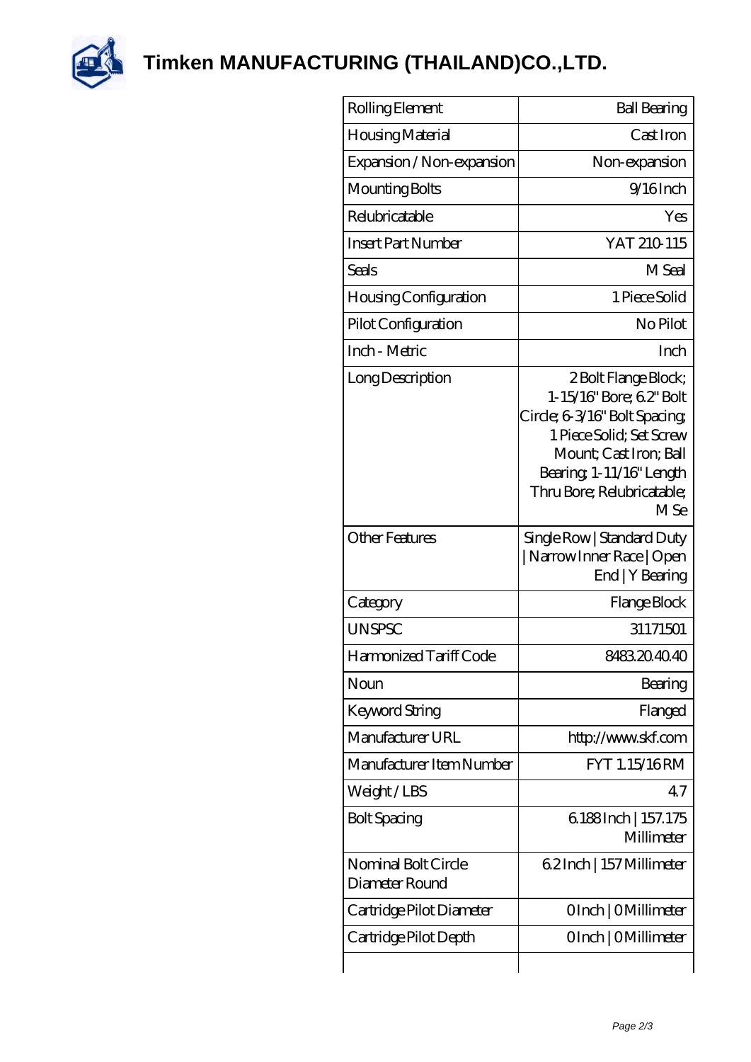# Timken MANUFACTURING (THAILAND)CO.,LTD.

| | |
|---|---|
| Rolling Element | Ball Bearing |
| Housing Material | Cast Iron |
| Expansion / Non-expansion | Non-expansion |
| Mounting Bolts | 9/16 Inch |
| Relubricatable | Yes |
| Insert Part Number | YAT 210-115 |
| Seals | M Seal |
| Housing Configuration | 1 Piece Solid |
| Pilot Configuration | No Pilot |
| Inch - Metric | Inch |
| Long Description | 2 Bolt Flange Block; 1-15/16" Bore; 6.2" Bolt Circle; 6-3/16" Bolt Spacing; 1 Piece Solid; Set Screw Mount; Cast Iron; Ball Bearing; 1-11/16" Length Thru Bore; Relubricatable; M Se |
| Other Features | Single Row \| Standard Duty \| Narrow Inner Race \| Open End \| Y Bearing |
| Category | Flange Block |
| UNSPSC | 31171501 |
| Harmonized Tariff Code | 8483.20.40.40 |
| Noun | Bearing |
| Keyword String | Flanged |
| Manufacturer URL | http://www.skf.com |
| Manufacturer Item Number | FYT 1.15/16 RM |
| Weight / LBS | 4.7 |
| Bolt Spacing | 6.188 Inch \| 157.175 Millimeter |
| Nominal Bolt Circle Diameter Round | 6.2 Inch \| 157 Millimeter |
| Cartridge Pilot Diameter | 0 Inch \| 0 Millimeter |
| Cartridge Pilot Depth | 0 Inch \| 0 Millimeter |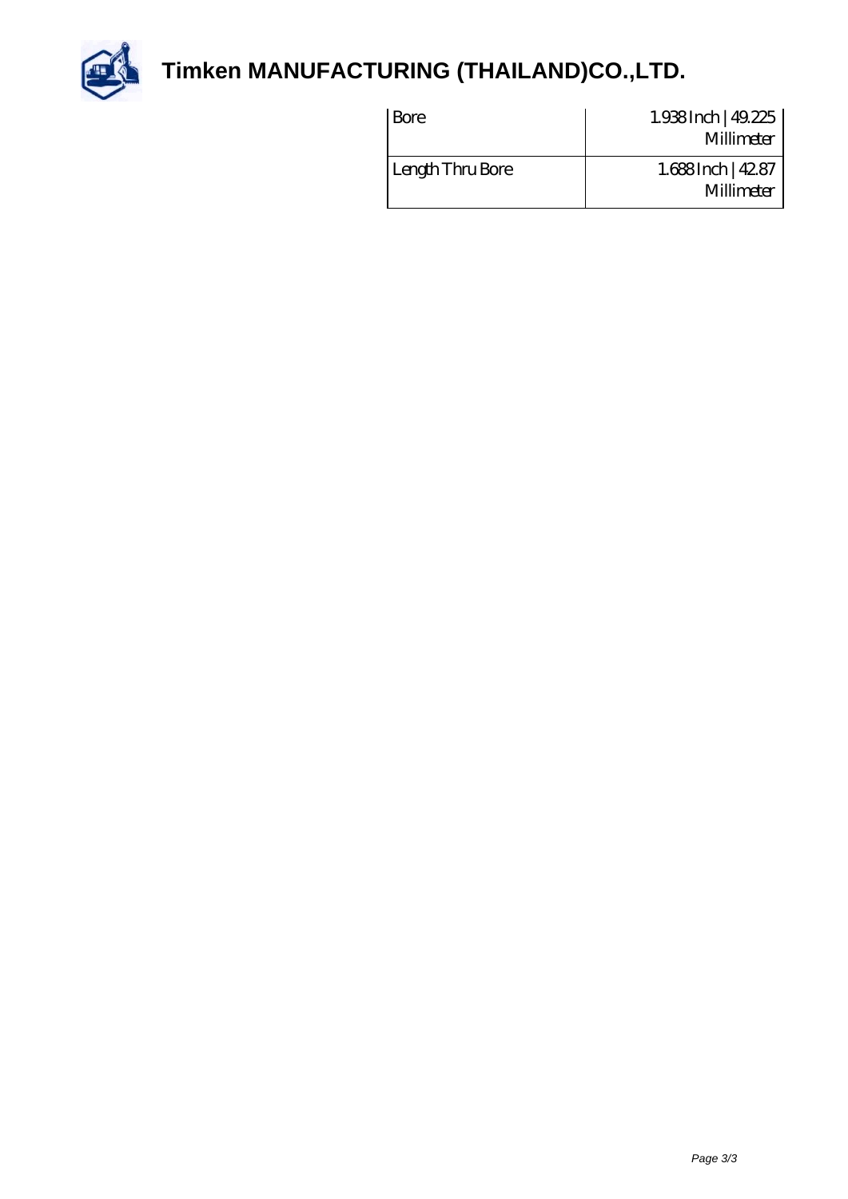| | |
|---|---|
| Bore | 1.938 Inch \| 49.225 Millimeter |
| Length Thru Bore | 1.688 Inch \| 42.87 Millimeter |